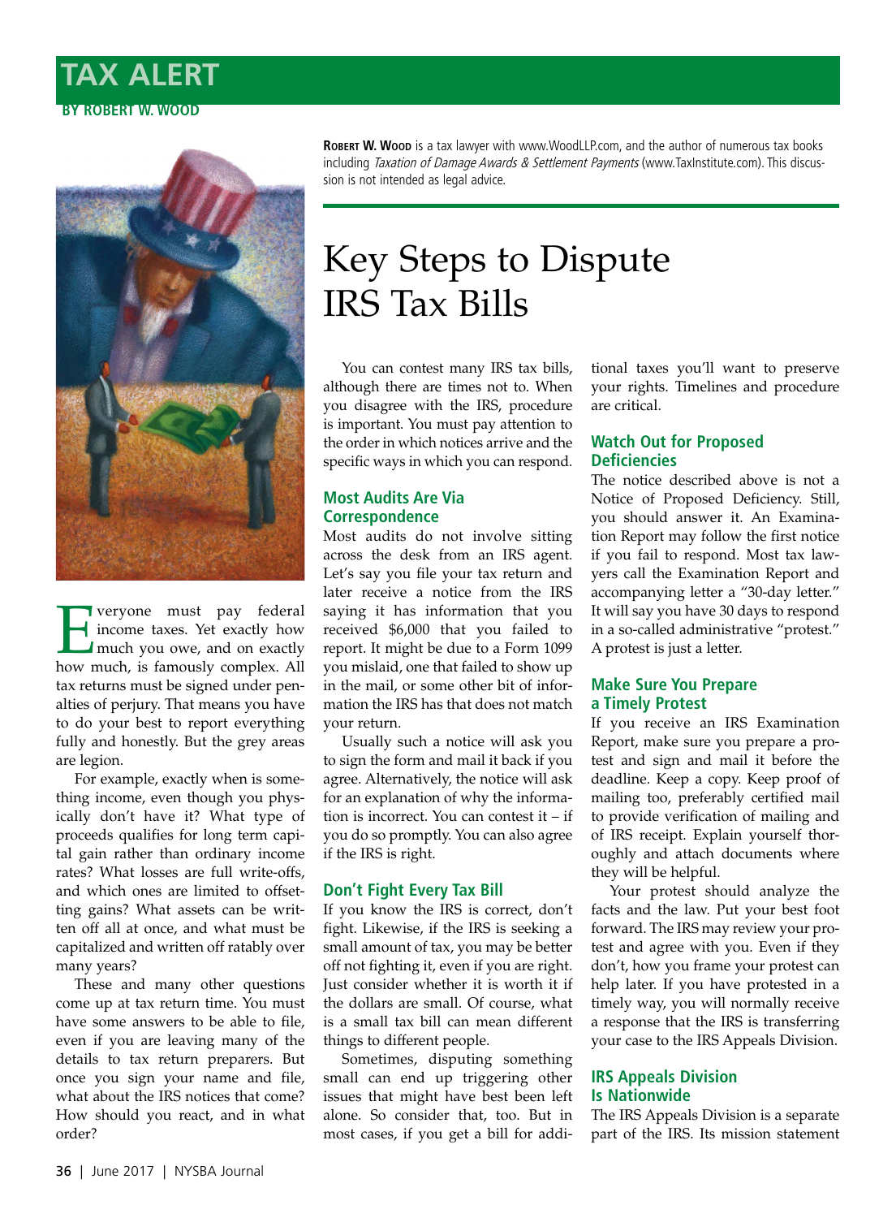# TAX ALERT

**BY ROBERT W. WOOD**

**Robert W. Wood** is a tax lawyer with www.WoodLLP.com, and the author of numerous tax books including *Taxation of Damage Awards & Settlement Payments* (www.TaxInstitute.com). This discussion is not intended as legal advice.

## Key Steps to Dispute IRS Tax Bills

Everyone must pay federal income taxes. Yet exactly how much you owe, and on exactly how much, is famously complex. All tax returns must be signed under penalties of perjury. That means you have to do your best to report everything fully and honestly. But the grey areas are legion.

For example, exactly when is something income, even though you physically don't have it? What type of proceeds qualifies for long term capital gain rather than ordinary income rates? What losses are full write-offs, and which ones are limited to offsetting gains? What assets can be written off all at once, and what must be capitalized and written off ratably over many years?

These and many other questions come up at tax return time. You must have some answers to be able to file, even if you are leaving many of the details to tax return preparers. But once you sign your name and file, what about the IRS notices that come? How should you react, and in what order?

You can contest many IRS tax bills, although there are times not to. When you disagree with the IRS, procedure is important. You must pay attention to the order in which notices arrive and the specific ways in which you can respond.

### Most Audits Are Via Correspondence

Most audits do not involve sitting across the desk from an IRS agent. Let's say you file your tax return and later receive a notice from the IRS saying it has information that you received $6,000 that you failed to report. It might be due to a Form 1099 you mislaid, one that failed to show up in the mail, or some other bit of information the IRS has that does not match your return.

Usually such a notice will ask you to sign the form and mail it back if you agree. Alternatively, the notice will ask for an explanation of why the information is incorrect. You can contest it – if you do so promptly. You can also agree if the IRS is right.

### Don't Fight Every Tax Bill

If you know the IRS is correct, don't fight. Likewise, if the IRS is seeking a small amount of tax, you may be better off not fighting it, even if you are right. Just consider whether it is worth it if the dollars are small. Of course, what is a small tax bill can mean different things to different people.

Sometimes, disputing something small can end up triggering other issues that might have best been left alone. So consider that, too. But in most cases, if you get a bill for additional taxes you'll want to preserve your rights. Timelines and procedure are critical.

### Watch Out for Proposed Deficiencies

The notice described above is not a Notice of Proposed Deficiency. Still, you should answer it. An Examination Report may follow the first notice if you fail to respond. Most tax lawyers call the Examination Report and accompanying letter a "30-day letter." It will say you have 30 days to respond in a so-called administrative "protest." A protest is just a letter.

### Make Sure You Prepare a Timely Protest

If you receive an IRS Examination Report, make sure you prepare a protest and sign and mail it before the deadline. Keep a copy. Keep proof of mailing too, preferably certified mail to provide verification of mailing and of IRS receipt. Explain yourself thoroughly and attach documents where they will be helpful.

Your protest should analyze the facts and the law. Put your best foot forward. The IRS may review your protest and agree with you. Even if they don't, how you frame your protest can help later. If you have protested in a timely way, you will normally receive a response that the IRS is transferring your case to the IRS Appeals Division.

### IRS Appeals Division Is Nationwide

The IRS Appeals Division is a separate part of the IRS. Its mission statement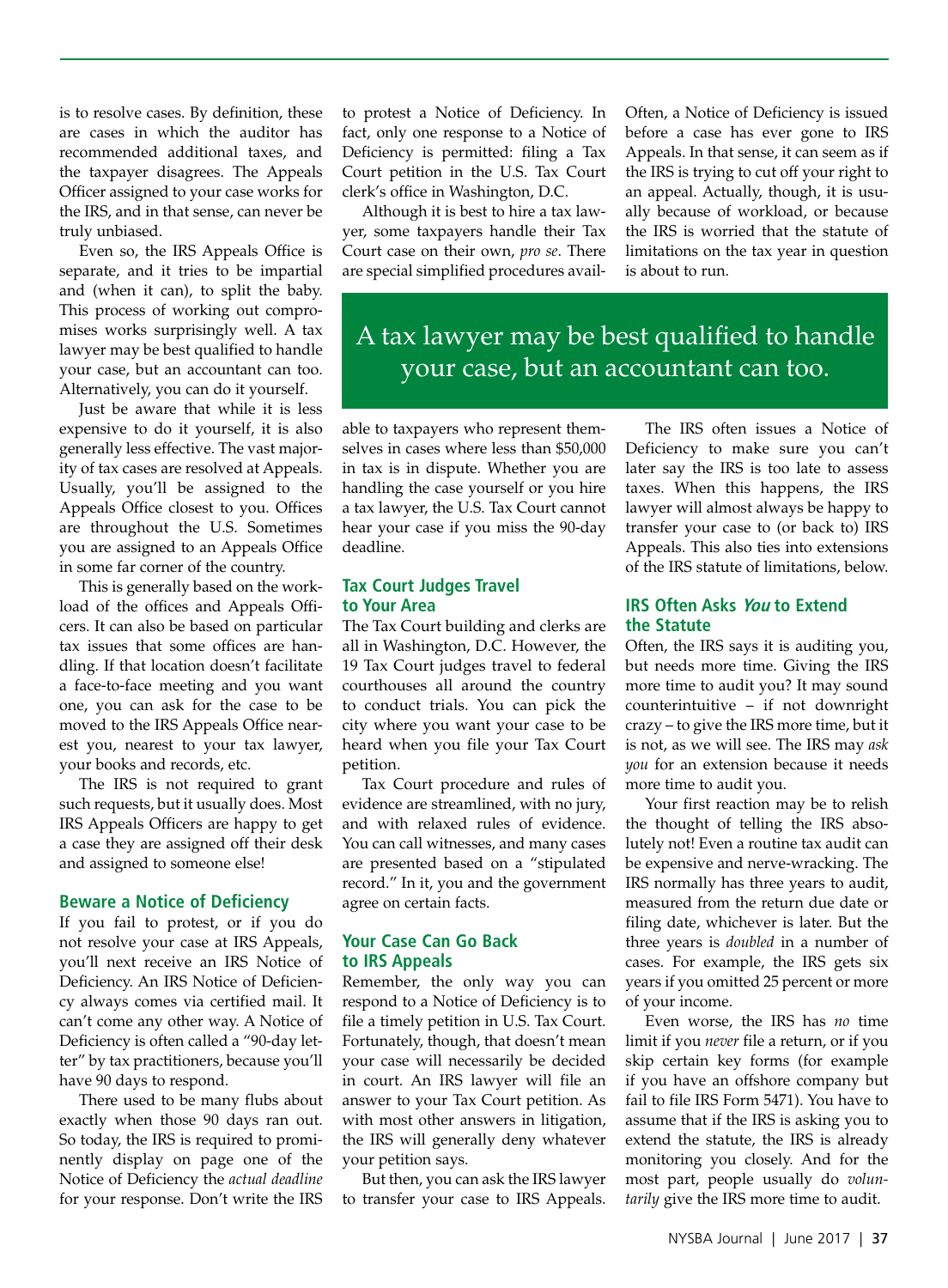is to resolve cases. By definition, these are cases in which the auditor has recommended additional taxes, and the taxpayer disagrees. The Appeals Officer assigned to your case works for the IRS, and in that sense, can never be truly unbiased.

Even so, the IRS Appeals Office is separate, and it tries to be impartial and (when it can), to split the baby. This process of working out compromises works surprisingly well. A tax lawyer may be best qualified to handle your case, but an accountant can too. Alternatively, you can do it yourself.

Just be aware that while it is less expensive to do it yourself, it is also generally less effective. The vast majority of tax cases are resolved at Appeals. Usually, you'll be assigned to the Appeals Office closest to you. Offices are throughout the U.S. Sometimes you are assigned to an Appeals Office in some far corner of the country.

This is generally based on the workload of the offices and Appeals Officers. It can also be based on particular tax issues that some offices are handling. If that location doesn't facilitate a face-to-face meeting and you want one, you can ask for the case to be moved to the IRS Appeals Office nearest you, nearest to your tax lawyer, your books and records, etc.

The IRS is not required to grant such requests, but it usually does. Most IRS Appeals Officers are happy to get a case they are assigned off their desk and assigned to someone else!

## Beware a Notice of Deficiency

If you fail to protest, or if you do not resolve your case at IRS Appeals, you'll next receive an IRS Notice of Deficiency. An IRS Notice of Deficiency always comes via certified mail. It can't come any other way. A Notice of Deficiency is often called a "90-day letter" by tax practitioners, because you'll have 90 days to respond.

There used to be many flubs about exactly when those 90 days ran out. So today, the IRS is required to prominently display on page one of the Notice of Deficiency the *actual deadline* for your response. Don't write the IRS to protest a Notice of Deficiency. In fact, only one response to a Notice of Deficiency is permitted: filing a Tax Court petition in the U.S. Tax Court clerk's office in Washington, D.C.

Although it is best to hire a tax lawyer, some taxpayers handle their Tax Court case on their own, *pro se*. There are special simplified procedures available to taxpayers who represent themselves in cases where less than $50,000 in tax is in dispute. Whether you are handling the case yourself or you hire a tax lawyer, the U.S. Tax Court cannot hear your case if you miss the 90-day deadline.

## Tax Court Judges Travel to Your Area

The Tax Court building and clerks are all in Washington, D.C. However, the 19 Tax Court judges travel to federal courthouses all around the country to conduct trials. You can pick the city where you want your case to be heard when you file your Tax Court petition.

Tax Court procedure and rules of evidence are streamlined, with no jury, and with relaxed rules of evidence. You can call witnesses, and many cases are presented based on a "stipulated record." In it, you and the government agree on certain facts.

## Your Case Can Go Back to IRS Appeals

Remember, the only way you can respond to a Notice of Deficiency is to file a timely petition in U.S. Tax Court. Fortunately, though, that doesn't mean your case will necessarily be decided in court. An IRS lawyer will file an answer to your Tax Court petition. As with most other answers in litigation, the IRS will generally deny whatever your petition says.

But then, you can ask the IRS lawyer to transfer your case to IRS Appeals. Often, a Notice of Deficiency is issued before a case has ever gone to IRS Appeals. In that sense, it can seem as if the IRS is trying to cut off your right to an appeal. Actually, though, it is usually because of workload, or because the IRS is worried that the statute of limitations on the tax year in question is about to run.

> A tax lawyer may be best qualified to handle your case, but an accountant can too.

The IRS often issues a Notice of Deficiency to make sure you can't later say the IRS is too late to assess taxes. When this happens, the IRS lawyer will almost always be happy to transfer your case to (or back to) IRS Appeals. This also ties into extensions of the IRS statute of limitations, below.

## IRS Often Asks *You* to Extend the Statute

Often, the IRS says it is auditing you, but needs more time. Giving the IRS more time to audit you? It may sound counterintuitive – if not downright crazy – to give the IRS more time, but it is not, as we will see. The IRS may *ask you* for an extension because it needs more time to audit you.

Your first reaction may be to relish the thought of telling the IRS absolutely not! Even a routine tax audit can be expensive and nerve-wracking. The IRS normally has three years to audit, measured from the return due date or filing date, whichever is later. But the three years is *doubled* in a number of cases. For example, the IRS gets six years if you omitted 25 percent or more of your income.

Even worse, the IRS has *no* time limit if you *never* file a return, or if you skip certain key forms (for example if you have an offshore company but fail to file IRS Form 5471). You have to assume that if the IRS is asking you to extend the statute, the IRS is already monitoring you closely. And for the most part, people usually do *voluntarily* give the IRS more time to audit.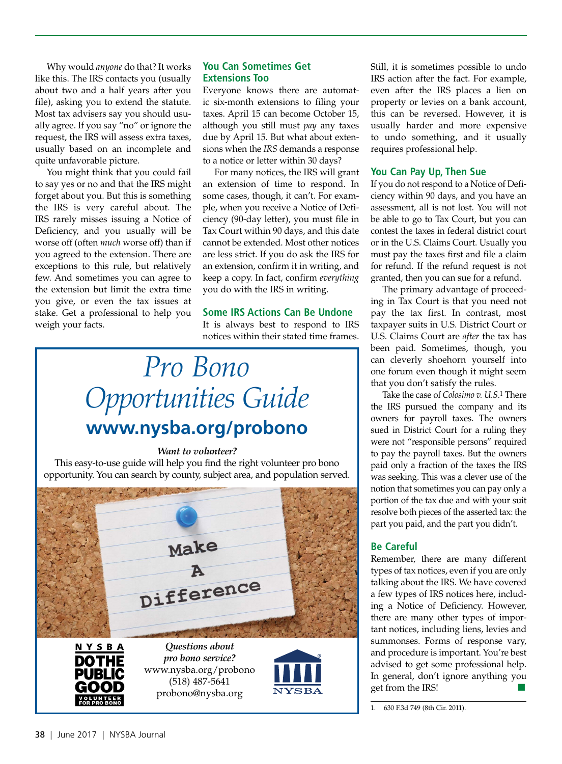Why would *anyone* do that? It works like this. The IRS contacts you (usually about two and a half years after you file), asking you to extend the statute. Most tax advisers say you should usually agree. If you say "no" or ignore the request, the IRS will assess extra taxes, usually based on an incomplete and quite unfavorable picture.

You might think that you could fail to say yes or no and that the IRS might forget about you. But this is something the IRS is very careful about. The IRS rarely misses issuing a Notice of Deficiency, and you usually will be worse off (often *much* worse off) than if you agreed to the extension. There are exceptions to this rule, but relatively few. And sometimes you can agree to the extension but limit the extra time you give, or even the tax issues at stake. Get a professional to help you weigh your facts.

## You Can Sometimes Get Extensions Too

Everyone knows there are automatic six-month extensions to filing your taxes. April 15 can become October 15, although you still must *pay* any taxes due by April 15. But what about extensions when the *IRS* demands a response to a notice or letter within 30 days?

For many notices, the IRS will grant an extension of time to respond. In some cases, though, it can't. For example, when you receive a Notice of Deficiency (90-day letter), you must file in Tax Court within 90 days, and this date cannot be extended. Most other notices are less strict. If you do ask the IRS for an extension, confirm it in writing, and keep a copy. In fact, confirm *everything* you do with the IRS in writing.

## Some IRS Actions Can Be Undone

It is always best to respond to IRS notices within their stated time frames. Still, it is sometimes possible to undo IRS action after the fact. For example, even after the IRS places a lien on property or levies on a bank account, this can be reversed. However, it is usually harder and more expensive to undo something, and it usually requires professional help.

## You Can Pay Up, Then Sue

If you do not respond to a Notice of Deficiency within 90 days, and you have an assessment, all is not lost. You will not be able to go to Tax Court, but you can contest the taxes in federal district court or in the U.S. Claims Court. Usually you must pay the taxes first and file a claim for refund. If the refund request is not granted, then you can sue for a refund.

The primary advantage of proceeding in Tax Court is that you need not pay the tax first. In contrast, most taxpayer suits in U.S. District Court or U.S. Claims Court are *after* the tax has been paid. Sometimes, though, you can cleverly shoehorn yourself into one forum even though it might seem that you don't satisfy the rules.

Take the case of *Colosimo v. U.S.*[1] There the IRS pursued the company and its owners for payroll taxes. The owners sued in District Court for a ruling they were not "responsible persons" required to pay the payroll taxes. But the owners paid only a fraction of the taxes the IRS was seeking. This was a clever use of the notion that sometimes you can pay only a portion of the tax due and with your suit resolve both pieces of the asserted tax: the part you paid, and the part you didn't.

## Be Careful

Remember, there are many different types of tax notices, even if you are only talking about the IRS. We have covered a few types of IRS notices here, including a Notice of Deficiency. However, there are many other types of important notices, including liens, levies and summonses. Forms of response vary, and procedure is important. You're best advised to get some professional help. In general, don't ignore anything you get from the IRS! ■

1. 630 F.3d 749 (8th Cir. 2011).

---

# *Pro Bono Opportunities Guide*

**www.nysba.org/probono**

***Want to volunteer?***

This easy-to-use guide will help you find the right volunteer pro bono opportunity. You can search by county, subject area, and population served.

Make A Difference

NYSBA DO THE PUBLIC GOOD VOLUNTEER FOR PRO BONO

***Questions about pro bono service?***
www.nysba.org/probono
(518) 487-5641
probono@nysba.org

NYSBA